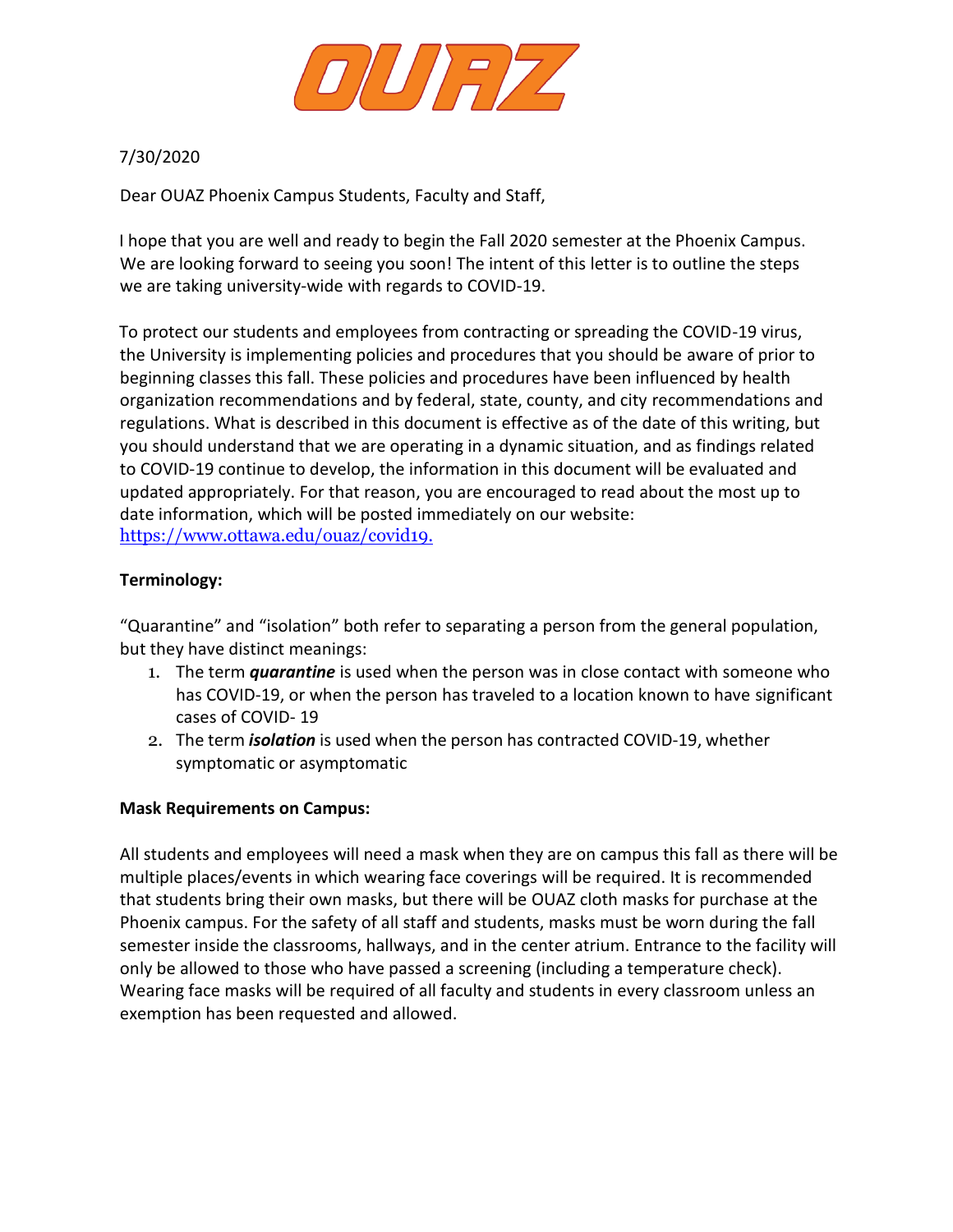OUAZ

7/30/2020

Dear OUAZ Phoenix Campus Students, Faculty and Staff,

I hope that you are well and ready to begin the Fall 2020 semester at the Phoenix Campus. We are looking forward to seeing you soon! The intent of this letter is to outline the steps we are taking university-wide with regards to COVID-19.

To protect our students and employees from contracting or spreading the COVID-19 virus, the University is implementing policies and procedures that you should be aware of prior to beginning classes this fall. These policies and procedures have been influenced by health organization recommendations and by federal, state, county, and city recommendations and regulations. What is described in this document is effective as of the date of this writing, but you should understand that we are operating in a dynamic situation, and as findings related to COVID-19 continue to develop, the information in this document will be evaluated and updated appropriately. For that reason, you are encouraged to read about the most up to date information, which will be posted immediately on our website: https://www.ottawa.edu/ouaz/covid19.

**Terminology:**

"Quarantine" and "isolation" both refer to separating a person from the general population, but they have distinct meanings:

1. The term ***quarantine*** is used when the person was in close contact with someone who has COVID-19, or when the person has traveled to a location known to have significant cases of COVID- 19
2. The term ***isolation*** is used when the person has contracted COVID-19, whether symptomatic or asymptomatic

**Mask Requirements on Campus:**

All students and employees will need a mask when they are on campus this fall as there will be multiple places/events in which wearing face coverings will be required. It is recommended that students bring their own masks, but there will be OUAZ cloth masks for purchase at the Phoenix campus. For the safety of all staff and students, masks must be worn during the fall semester inside the classrooms, hallways, and in the center atrium. Entrance to the facility will only be allowed to those who have passed a screening (including a temperature check). Wearing face masks will be required of all faculty and students in every classroom unless an exemption has been requested and allowed.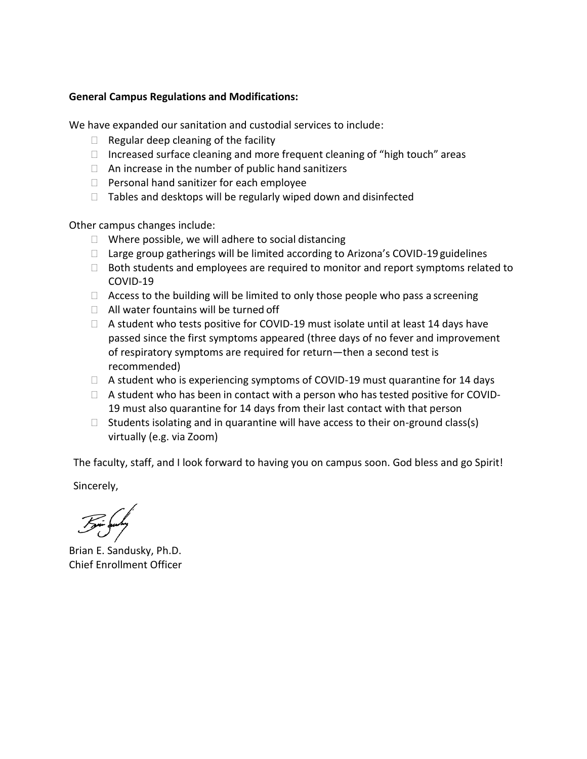**General Campus Regulations and Modifications:**

We have expanded our sanitation and custodial services to include:

- Regular deep cleaning of the facility
- Increased surface cleaning and more frequent cleaning of "high touch" areas
- An increase in the number of public hand sanitizers
- Personal hand sanitizer for each employee
- Tables and desktops will be regularly wiped down and disinfected

Other campus changes include:

- Where possible, we will adhere to social distancing
- Large group gatherings will be limited according to Arizona's COVID-19 guidelines
- Both students and employees are required to monitor and report symptoms related to COVID-19
- Access to the building will be limited to only those people who pass a screening
- All water fountains will be turned off
- A student who tests positive for COVID-19 must isolate until at least 14 days have passed since the first symptoms appeared (three days of no fever and improvement of respiratory symptoms are required for return—then a second test is recommended)
- A student who is experiencing symptoms of COVID-19 must quarantine for 14 days
- A student who has been in contact with a person who has tested positive for COVID-19 must also quarantine for 14 days from their last contact with that person
- Students isolating and in quarantine will have access to their on-ground class(s) virtually (e.g. via Zoom)

The faculty, staff, and I look forward to having you on campus soon. God bless and go Spirit!

Sincerely,

Brian E. Sandusky, Ph.D.
Chief Enrollment Officer